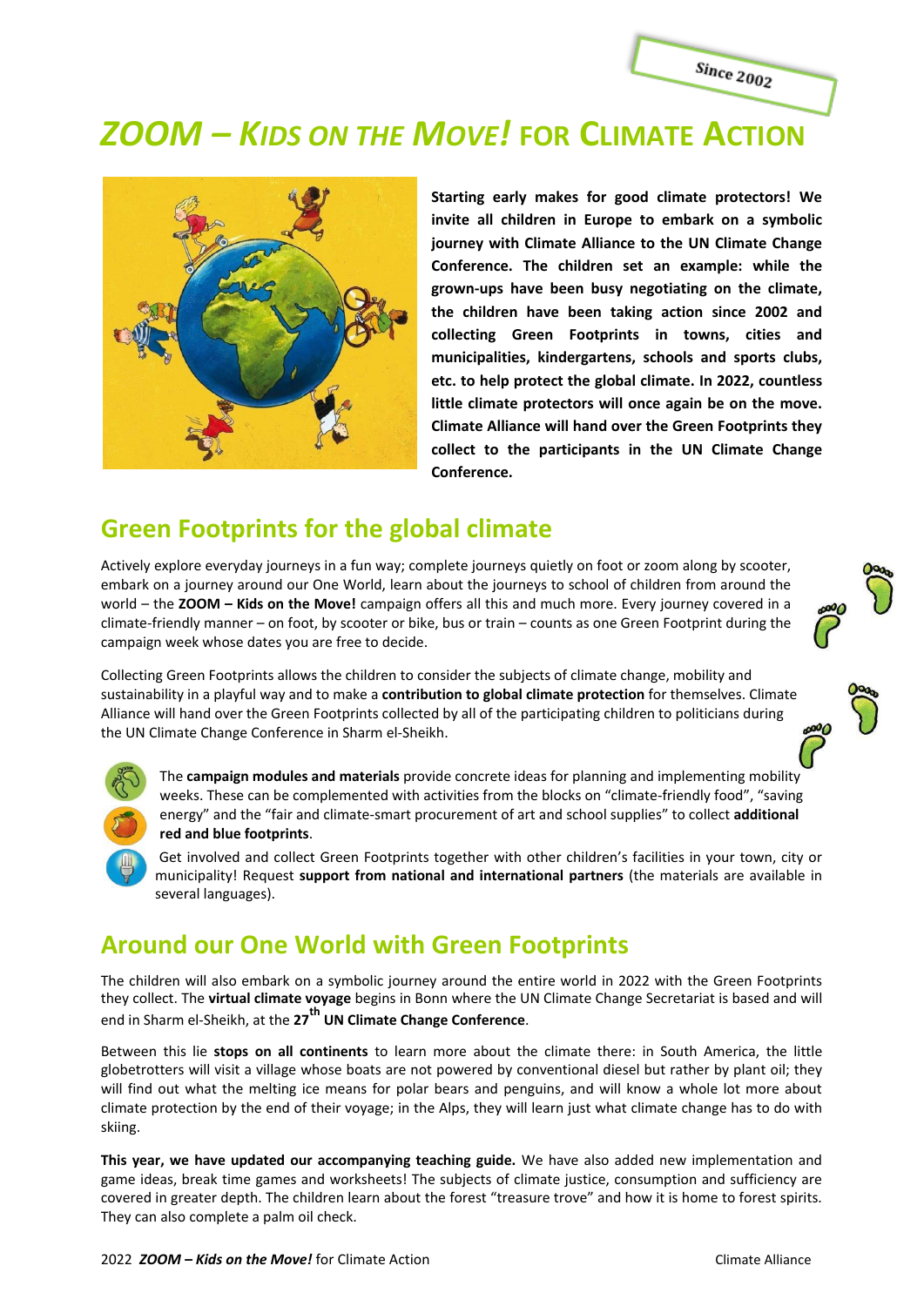Since 2002

# *ZOOM – Kids on the Move!* for Climate Action

**Starting early makes for good climate protectors! We invite all children in Europe to embark on a symbolic journey with Climate Alliance to the UN Climate Change Conference. The children set an example: while the grown-ups have been busy negotiating on the climate, the children have been taking action since 2002 and collecting Green Footprints in towns, cities and municipalities, kindergartens, schools and sports clubs, etc. to help protect the global climate. In 2022, countless little climate protectors will once again be on the move. Climate Alliance will hand over the Green Footprints they collect to the participants in the UN Climate Change Conference.**

## Green Footprints for the global climate

Actively explore everyday journeys in a fun way; complete journeys quietly on foot or zoom along by scooter, embark on a journey around our One World, learn about the journeys to school of children from around the world – the **ZOOM – Kids on the Move!** campaign offers all this and much more. Every journey covered in a climate-friendly manner – on foot, by scooter or bike, bus or train – counts as one Green Footprint during the campaign week whose dates you are free to decide.

Collecting Green Footprints allows the children to consider the subjects of climate change, mobility and sustainability in a playful way and to make a **contribution to global climate protection** for themselves. Climate Alliance will hand over the Green Footprints collected by all of the participating children to politicians during the UN Climate Change Conference in Sharm el-Sheikh.

The **campaign modules and materials** provide concrete ideas for planning and implementing mobility weeks. These can be complemented with activities from the blocks on "climate-friendly food", "saving energy" and the "fair and climate-smart procurement of art and school supplies" to collect **additional red and blue footprints**.

Get involved and collect Green Footprints together with other children's facilities in your town, city or municipality! Request **support from national and international partners** (the materials are available in several languages).

## Around our One World with Green Footprints

The children will also embark on a symbolic journey around the entire world in 2022 with the Green Footprints they collect. The **virtual climate voyage** begins in Bonn where the UN Climate Change Secretariat is based and will end in Sharm el-Sheikh, at the **27th UN Climate Change Conference**.

Between this lie **stops on all continents** to learn more about the climate there: in South America, the little globetrotters will visit a village whose boats are not powered by conventional diesel but rather by plant oil; they will find out what the melting ice means for polar bears and penguins, and will know a whole lot more about climate protection by the end of their voyage; in the Alps, they will learn just what climate change has to do with skiing.

**This year, we have updated our accompanying teaching guide.** We have also added new implementation and game ideas, break time games and worksheets! The subjects of climate justice, consumption and sufficiency are covered in greater depth. The children learn about the forest "treasure trove" and how it is home to forest spirits. They can also complete a palm oil check.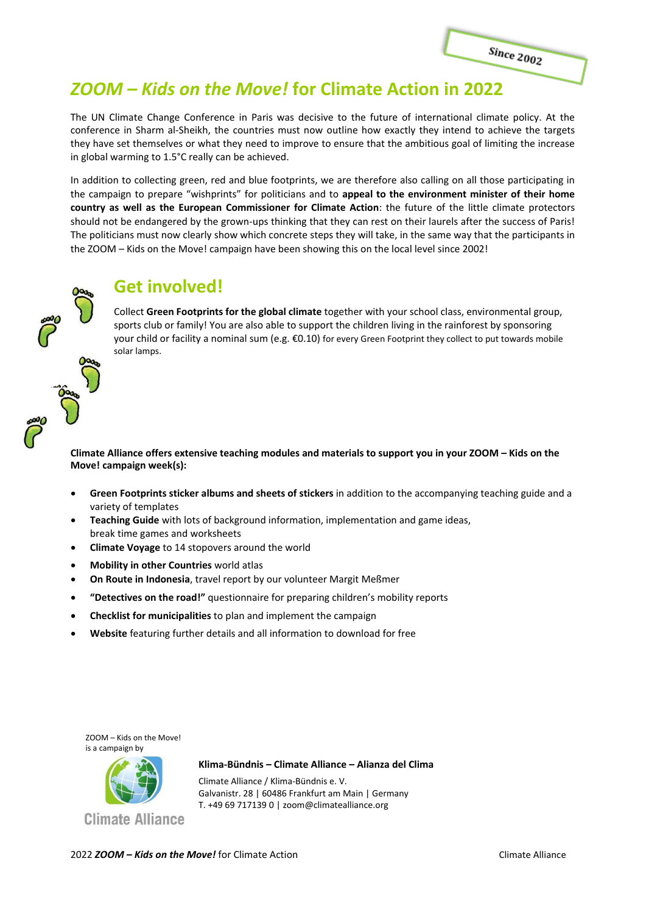Since 2002

# *ZOOM – Kids on the Move!* for Climate Action in 2022

The UN Climate Change Conference in Paris was decisive to the future of international climate policy. At the conference in Sharm al-Sheikh, the countries must now outline how exactly they intend to achieve the targets they have set themselves or what they need to improve to ensure that the ambitious goal of limiting the increase in global warming to 1.5°C really can be achieved.

In addition to collecting green, red and blue footprints, we are therefore also calling on all those participating in the campaign to prepare "wishprints" for politicians and to **appeal to the environment minister of their home country as well as the European Commissioner for Climate Action**: the future of the little climate protectors should not be endangered by the grown-ups thinking that they can rest on their laurels after the success of Paris! The politicians must now clearly show which concrete steps they will take, in the same way that the participants in the ZOOM – Kids on the Move! campaign have been showing this on the local level since 2002!

## Get involved!

Collect **Green Footprints for the global climate** together with your school class, environmental group, sports club or family! You are also able to support the children living in the rainforest by sponsoring your child or facility a nominal sum (e.g. €0.10) for every Green Footprint they collect to put towards mobile solar lamps.

**Climate Alliance offers extensive teaching modules and materials to support you in your ZOOM – Kids on the Move! campaign week(s):**

- **Green Footprints sticker albums and sheets of stickers** in addition to the accompanying teaching guide and a variety of templates
- **Teaching Guide** with lots of background information, implementation and game ideas, break time games and worksheets
- **Climate Voyage** to 14 stopovers around the world
- **Mobility in other Countries** world atlas
- **On Route in Indonesia**, travel report by our volunteer Margit Meßmer
- **"Detectives on the road!"** questionnaire for preparing children's mobility reports
- **Checklist for municipalities** to plan and implement the campaign
- **Website** featuring further details and all information to download for free

ZOOM – Kids on the Move!
is a campaign by

Climate Alliance

**Klima-Bündnis – Climate Alliance – Alianza del Clima**

Climate Alliance / Klima-Bündnis e. V.
Galvanistr. 28 | 60486 Frankfurt am Main | Germany
T. +49 69 717139 0 | zoom@climatealliance.org